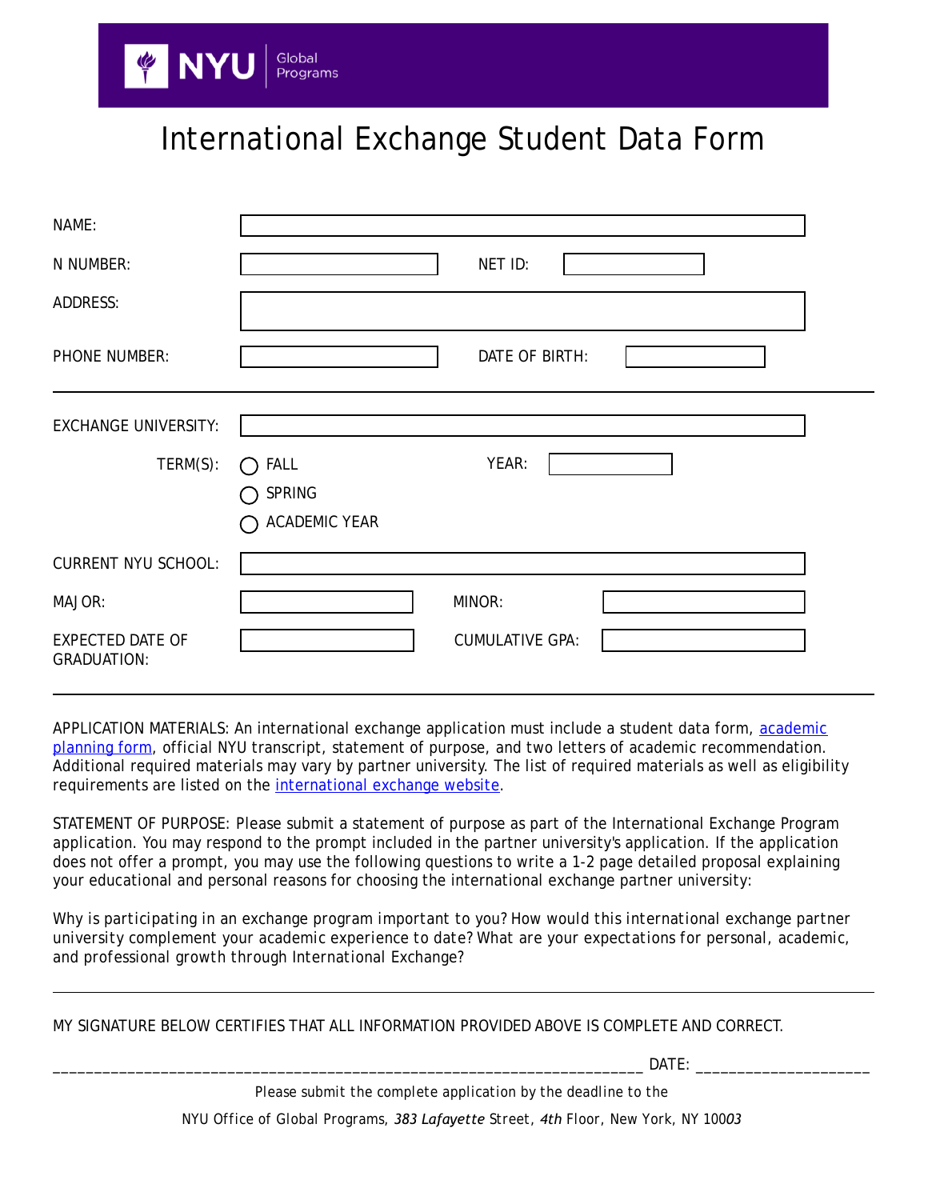NYU Global Programs

# International Exchange Student Data Form

NAME:

N NUMBER: NET ID:

ADDRESS:

PHONE NUMBER: DATE OF BIRTH:

---

EXCHANGE UNIVERSITY:

TERM(S):
- ◯ FALL
- ◯ SPRING
- ◯ ACADEMIC YEAR

YEAR:

CURRENT NYU SCHOOL:

MAJOR: MINOR:

EXPECTED DATE OF GRADUATION: CUMULATIVE GPA:

---

APPLICATION MATERIALS: An international exchange application must include a student data form, academic planning form, official NYU transcript, statement of purpose, and two letters of academic recommendation. Additional required materials may vary by partner university. The list of required materials as well as eligibility requirements are listed on the international exchange website.

STATEMENT OF PURPOSE: Please submit a statement of purpose as part of the International Exchange Program application. You may respond to the prompt included in the partner university's application. If the application does not offer a prompt, you may use the following questions to write a 1-2 page detailed proposal explaining your educational and personal reasons for choosing the international exchange partner university:

Why is participating in an exchange program important to you? How would this international exchange partner university complement your academic experience to date? What are your expectations for personal, academic, and professional growth through International Exchange?

---

MY SIGNATURE BELOW CERTIFIES THAT ALL INFORMATION PROVIDED ABOVE IS COMPLETE AND CORRECT.

_______________________________________________________________________ DATE: ____________________

Please submit the complete application by the deadline to the

NYU Office of Global Programs, 383 Lafayette Street, 4th Floor, New York, NY 10003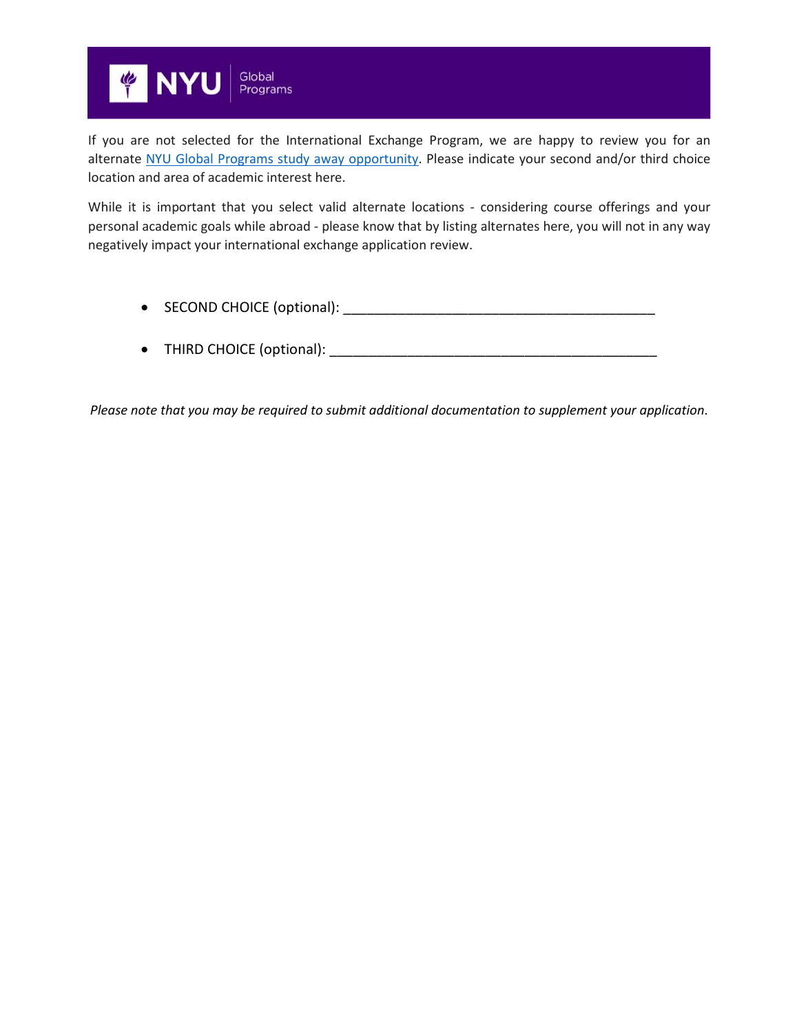If you are not selected for the International Exchange Program, we are happy to review you for an alternate NYU Global Programs study away opportunity. Please indicate your second and/or third choice location and area of academic interest here.

While it is important that you select valid alternate locations - considering course offerings and your personal academic goals while abroad - please know that by listing alternates here, you will not in any way negatively impact your international exchange application review.

- SECOND CHOICE (optional): ________________________________________
- THIRD CHOICE (optional): ___________________________________________

*Please note that you may be required to submit additional documentation to supplement your application.*